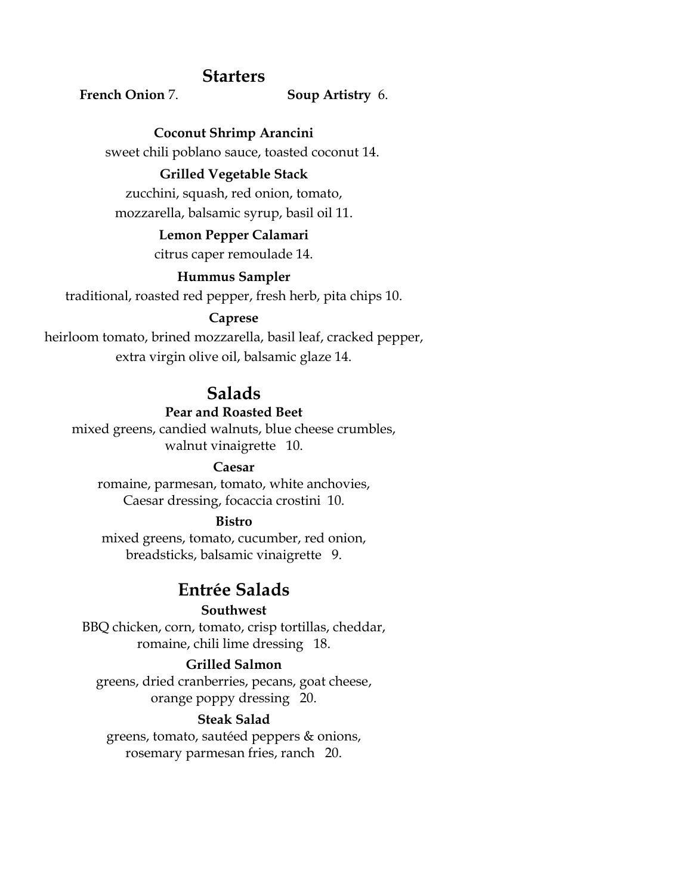## Starters

**French Onion** 7. **Soup Artistry** 6.

**Coconut Shrimp Arancini**
sweet chili poblano sauce, toasted coconut 14.

**Grilled Vegetable Stack**
zucchini, squash, red onion, tomato,
mozzarella, balsamic syrup, basil oil 11.

**Lemon Pepper Calamari**
citrus caper remoulade 14.

**Hummus Sampler**
traditional, roasted red pepper, fresh herb, pita chips 10.

**Caprese**
heirloom tomato, brined mozzarella, basil leaf, cracked pepper,
extra virgin olive oil, balsamic glaze 14.

## Salads

**Pear and Roasted Beet**
mixed greens, candied walnuts, blue cheese crumbles,
walnut vinaigrette 10.

**Caesar**
romaine, parmesan, tomato, white anchovies,
Caesar dressing, focaccia crostini 10.

**Bistro**
mixed greens, tomato, cucumber, red onion,
breadsticks, balsamic vinaigrette 9.

## Entrée Salads

**Southwest**
BBQ chicken, corn, tomato, crisp tortillas, cheddar,
romaine, chili lime dressing 18.

**Grilled Salmon**
greens, dried cranberries, pecans, goat cheese,
orange poppy dressing 20.

**Steak Salad**
greens, tomato, sautéed peppers & onions,
rosemary parmesan fries, ranch 20.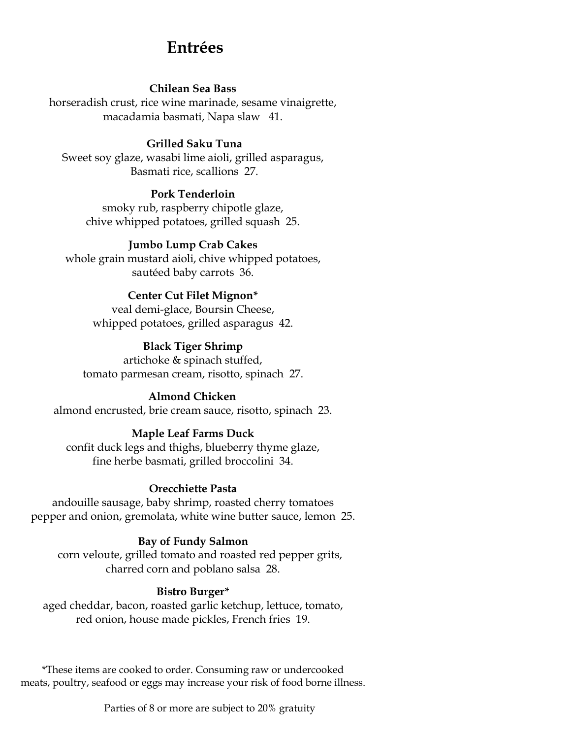# Entrées

**Chilean Sea Bass**
horseradish crust, rice wine marinade, sesame vinaigrette, macadamia basmati, Napa slaw 41.

**Grilled Saku Tuna**
Sweet soy glaze, wasabi lime aioli, grilled asparagus, Basmati rice, scallions 27.

**Pork Tenderloin**
smoky rub, raspberry chipotle glaze, chive whipped potatoes, grilled squash 25.

**Jumbo Lump Crab Cakes**
whole grain mustard aioli, chive whipped potatoes, sautéed baby carrots 36.

**Center Cut Filet Mignon***
veal demi-glace, Boursin Cheese, whipped potatoes, grilled asparagus 42.

**Black Tiger Shrimp**
artichoke & spinach stuffed, tomato parmesan cream, risotto, spinach 27.

**Almond Chicken**
almond encrusted, brie cream sauce, risotto, spinach 23.

**Maple Leaf Farms Duck**
confit duck legs and thighs, blueberry thyme glaze, fine herbe basmati, grilled broccolini 34.

**Orecchiette Pasta**
andouille sausage, baby shrimp, roasted cherry tomatoes pepper and onion, gremolata, white wine butter sauce, lemon 25.

**Bay of Fundy Salmon**
corn veloute, grilled tomato and roasted red pepper grits, charred corn and poblano salsa 28.

**Bistro Burger***
aged cheddar, bacon, roasted garlic ketchup, lettuce, tomato, red onion, house made pickles, French fries 19.

*These items are cooked to order. Consuming raw or undercooked meats, poultry, seafood or eggs may increase your risk of food borne illness.

Parties of 8 or more are subject to 20% gratuity